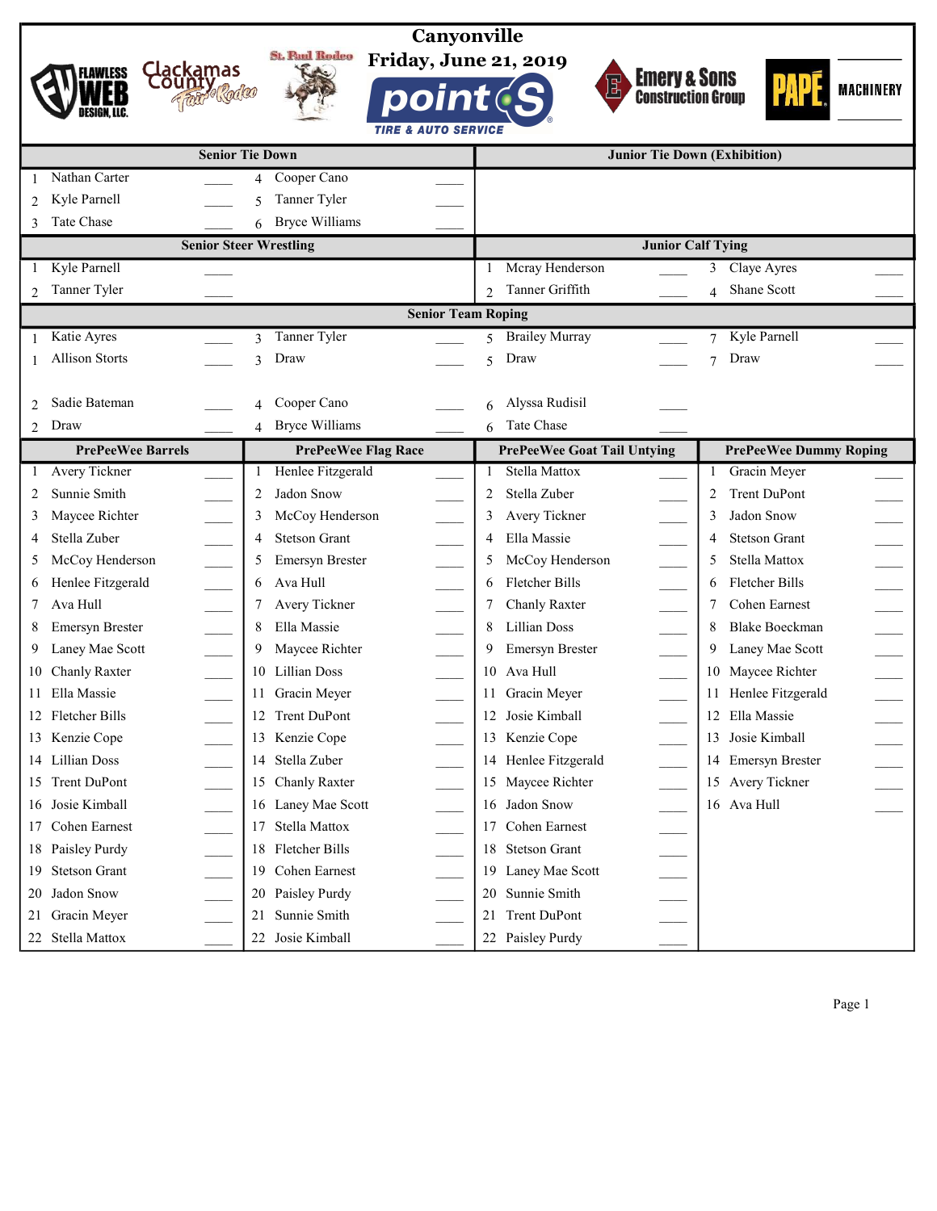# Canyonville

## Friday, June 21, 2019

### Senior Tie Down

| # | Name | # | Name |
|---|---|---|---|
| 1 | Nathan Carter | 4 | Cooper Cano |
| 2 | Kyle Parnell | 5 | Tanner Tyler |
| 3 | Tate Chase | 6 | Bryce Williams |

### Junior Tie Down (Exhibition)

### Senior Steer Wrestling

| # | Name |
|---|---|
| 1 | Kyle Parnell |
| 2 | Tanner Tyler |

### Junior Calf Tying

| # | Name | # | Name |
|---|---|---|---|
| 1 | Mcray Henderson | 3 | Claye Ayres |
| 2 | Tanner Griffith | 4 | Shane Scott |

### Senior Team Roping

| # | Name | # | Name | # | Name | # | Name |
|---|---|---|---|---|---|---|---|
| 1 | Katie Ayres | 3 | Tanner Tyler | 5 | Brailey Murray | 7 | Kyle Parnell |
| 1 | Allison Storts | 3 | Draw | 5 | Draw | 7 | Draw |
| 2 | Sadie Bateman | 4 | Cooper Cano | 6 | Alyssa Rudisil | | |
| 2 | Draw | 4 | Bryce Williams | 6 | Tate Chase | | |

### PrePeeWee Events

| # | PrePeeWee Barrels | PrePeeWee Flag Race | PrePeeWee Goat Tail Untying | PrePeeWee Dummy Roping |
|---|---|---|---|---|
| 1 | Avery Tickner | Henlee Fitzgerald | Stella Mattox | Gracin Meyer |
| 2 | Sunnie Smith | Jadon Snow | Stella Zuber | Trent DuPont |
| 3 | Maycee Richter | McCoy Henderson | Avery Tickner | Jadon Snow |
| 4 | Stella Zuber | Stetson Grant | Ella Massie | Stetson Grant |
| 5 | McCoy Henderson | Emersyn Brester | McCoy Henderson | Stella Mattox |
| 6 | Henlee Fitzgerald | Ava Hull | Fletcher Bills | Fletcher Bills |
| 7 | Ava Hull | Avery Tickner | Chanly Raxter | Cohen Earnest |
| 8 | Emersyn Brester | Ella Massie | Lillian Doss | Blake Boeckman |
| 9 | Laney Mae Scott | Maycee Richter | Emersyn Brester | Laney Mae Scott |
| 10 | Chanly Raxter | Lillian Doss | Ava Hull | Maycee Richter |
| 11 | Ella Massie | Gracin Meyer | Gracin Meyer | Henlee Fitzgerald |
| 12 | Fletcher Bills | Trent DuPont | Josie Kimball | Ella Massie |
| 13 | Kenzie Cope | Kenzie Cope | Kenzie Cope | Josie Kimball |
| 14 | Lillian Doss | Stella Zuber | Henlee Fitzgerald | Emersyn Brester |
| 15 | Trent DuPont | Chanly Raxter | Maycee Richter | Avery Tickner |
| 16 | Josie Kimball | Laney Mae Scott | Jadon Snow | Ava Hull |
| 17 | Cohen Earnest | Stella Mattox | Cohen Earnest | |
| 18 | Paisley Purdy | Fletcher Bills | Stetson Grant | |
| 19 | Stetson Grant | Cohen Earnest | Laney Mae Scott | |
| 20 | Jadon Snow | Paisley Purdy | Sunnie Smith | |
| 21 | Gracin Meyer | Sunnie Smith | Trent DuPont | |
| 22 | Stella Mattox | Josie Kimball | Paisley Purdy | |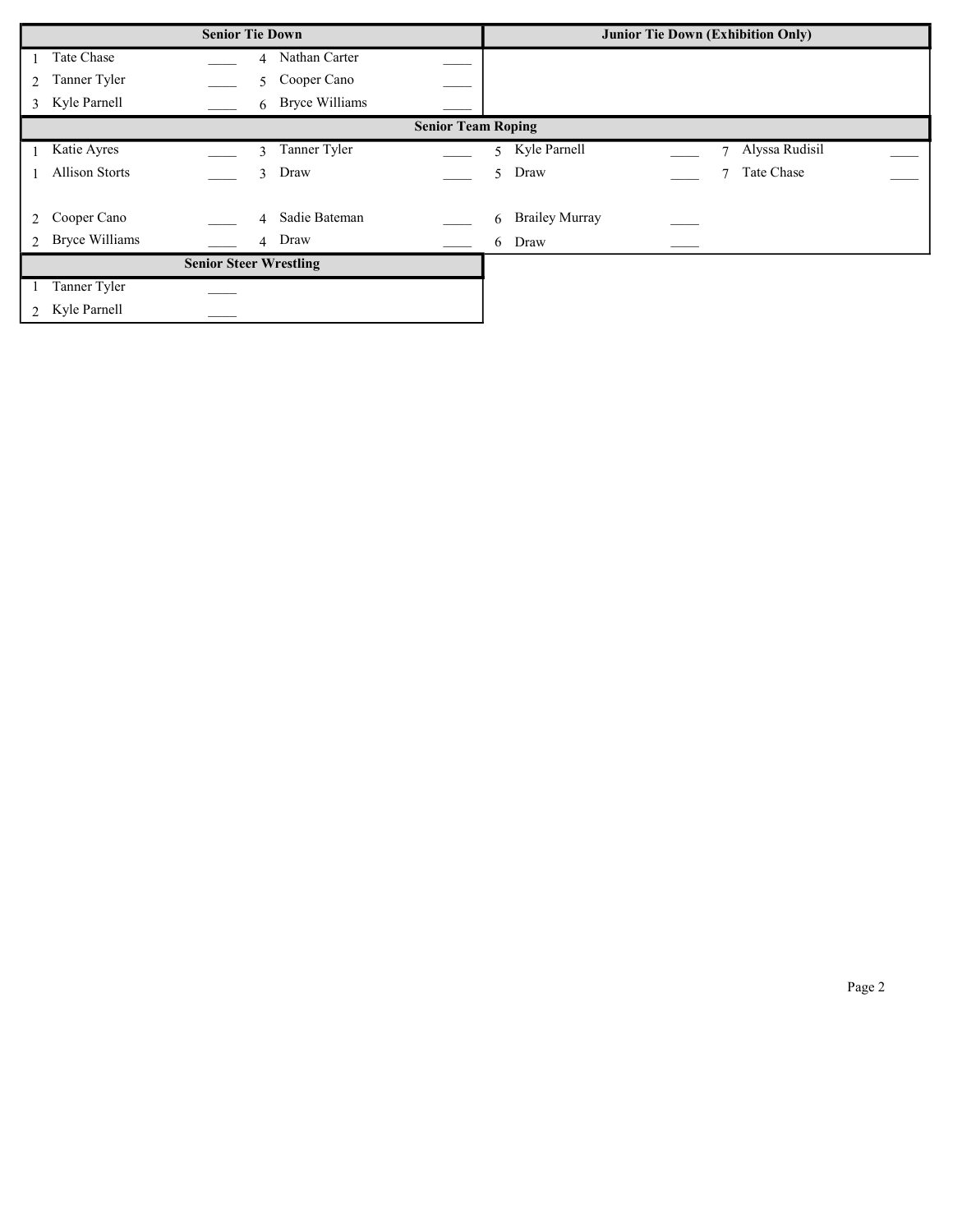## Senior Tie Down

| # | Name | | # | Name | |
|---|---|---|---|---|---|
| 1 | Tate Chase | ____ | 4 | Nathan Carter | ____ |
| 2 | Tanner Tyler | ____ | 5 | Cooper Cano | ____ |
| 3 | Kyle Parnell | ____ | 6 | Bryce Williams | ____ |

## Junior Tie Down (Exhibition Only)

## Senior Team Roping

| # | Name | | # | Name | | # | Name | | # | Name | |
|---|---|---|---|---|---|---|---|---|---|---|---|
| 1 | Katie Ayres | ____ | 3 | Tanner Tyler | ____ | 5 | Kyle Parnell | ____ | 7 | Alyssa Rudisil | ____ |
| 1 | Allison Storts | ____ | 3 | Draw | ____ | 5 | Draw | ____ | 7 | Tate Chase | ____ |
| 2 | Cooper Cano | ____ | 4 | Sadie Bateman | ____ | 6 | Brailey Murray | ____ | | | |
| 2 | Bryce Williams | ____ | 4 | Draw | ____ | 6 | Draw | ____ | | | |

## Senior Steer Wrestling

| # | Name | |
|---|---|---|
| 1 | Tanner Tyler | ____ |
| 2 | Kyle Parnell | ____ |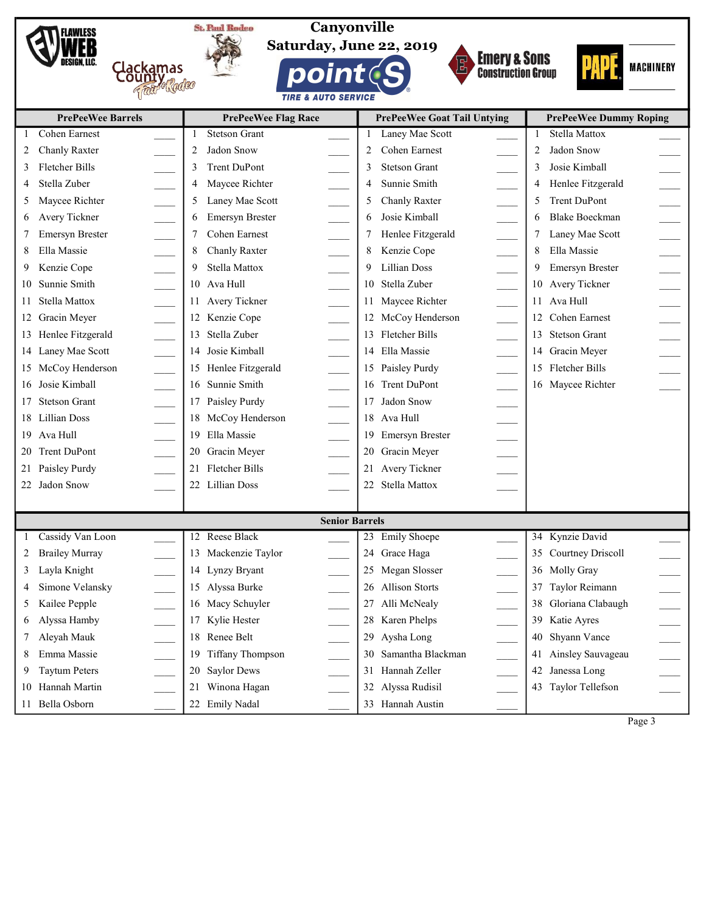# Canyonville

## Saturday, June 22, 2019

| PrePeeWee Barrels | PrePeeWee Flag Race | PrePeeWee Goat Tail Untying | PrePeeWee Dummy Roping |
|---|---|---|---|
| 1 Cohen Earnest | 1 Stetson Grant | 1 Laney Mae Scott | 1 Stella Mattox |
| 2 Chanly Raxter | 2 Jadon Snow | 2 Cohen Earnest | 2 Jadon Snow |
| 3 Fletcher Bills | 3 Trent DuPont | 3 Stetson Grant | 3 Josie Kimball |
| 4 Stella Zuber | 4 Maycee Richter | 4 Sunnie Smith | 4 Henlee Fitzgerald |
| 5 Maycee Richter | 5 Laney Mae Scott | 5 Chanly Raxter | 5 Trent DuPont |
| 6 Avery Tickner | 6 Emersyn Brester | 6 Josie Kimball | 6 Blake Boeckman |
| 7 Emersyn Brester | 7 Cohen Earnest | 7 Henlee Fitzgerald | 7 Laney Mae Scott |
| 8 Ella Massie | 8 Chanly Raxter | 8 Kenzie Cope | 8 Ella Massie |
| 9 Kenzie Cope | 9 Stella Mattox | 9 Lillian Doss | 9 Emersyn Brester |
| 10 Sunnie Smith | 10 Ava Hull | 10 Stella Zuber | 10 Avery Tickner |
| 11 Stella Mattox | 11 Avery Tickner | 11 Maycee Richter | 11 Ava Hull |
| 12 Gracin Meyer | 12 Kenzie Cope | 12 McCoy Henderson | 12 Cohen Earnest |
| 13 Henlee Fitzgerald | 13 Stella Zuber | 13 Fletcher Bills | 13 Stetson Grant |
| 14 Laney Mae Scott | 14 Josie Kimball | 14 Ella Massie | 14 Gracin Meyer |
| 15 McCoy Henderson | 15 Henlee Fitzgerald | 15 Paisley Purdy | 15 Fletcher Bills |
| 16 Josie Kimball | 16 Sunnie Smith | 16 Trent DuPont | 16 Maycee Richter |
| 17 Stetson Grant | 17 Paisley Purdy | 17 Jadon Snow | |
| 18 Lillian Doss | 18 McCoy Henderson | 18 Ava Hull | |
| 19 Ava Hull | 19 Ella Massie | 19 Emersyn Brester | |
| 20 Trent DuPont | 20 Gracin Meyer | 20 Gracin Meyer | |
| 21 Paisley Purdy | 21 Fletcher Bills | 21 Avery Tickner | |
| 22 Jadon Snow | 22 Lillian Doss | 22 Stella Mattox | |

## Senior Barrels

| | | | |
|---|---|---|---|
| 1 Cassidy Van Loon | 12 Reese Black | 23 Emily Shoepe | 34 Kynzie David |
| 2 Brailey Murray | 13 Mackenzie Taylor | 24 Grace Haga | 35 Courtney Driscoll |
| 3 Layla Knight | 14 Lynzy Bryant | 25 Megan Slosser | 36 Molly Gray |
| 4 Simone Velansky | 15 Alyssa Burke | 26 Allison Storts | 37 Taylor Reimann |
| 5 Kailee Pepple | 16 Macy Schuyler | 27 Alli McNealy | 38 Gloriana Clabaugh |
| 6 Alyssa Hamby | 17 Kylie Hester | 28 Karen Phelps | 39 Katie Ayres |
| 7 Aleyah Mauk | 18 Renee Belt | 29 Aysha Long | 40 Shyann Vance |
| 8 Emma Massie | 19 Tiffany Thompson | 30 Samantha Blackman | 41 Ainsley Sauvageau |
| 9 Taytum Peters | 20 Saylor Dews | 31 Hannah Zeller | 42 Janessa Long |
| 10 Hannah Martin | 21 Winona Hagan | 32 Alyssa Rudisil | 43 Taylor Tellefson |
| 11 Bella Osborn | 22 Emily Nadal | 33 Hannah Austin | |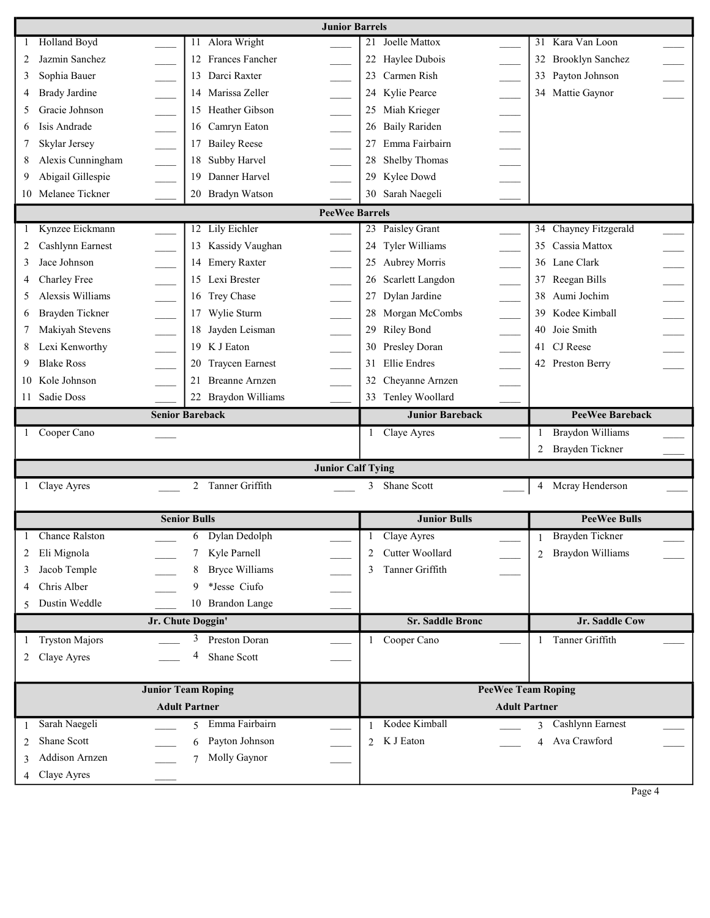## Junior Barrels

1. Holland Boyd ____
2. Jazmin Sanchez ____
3. Sophia Bauer ____
4. Brady Jardine ____
5. Gracie Johnson ____
6. Isis Andrade ____
7. Skylar Jersey ____
8. Alexis Cunningham ____
9. Abigail Gillespie ____
10. Melanee Tickner ____
11. Alora Wright ____
12. Frances Fancher ____
13. Darci Raxter ____
14. Marissa Zeller ____
15. Heather Gibson ____
16. Camryn Eaton ____
17. Bailey Reese ____
18. Subby Harvel ____
19. Danner Harvel ____
20. Bradyn Watson ____
21. Joelle Mattox ____
22. Haylee Dubois ____
23. Carmen Rish ____
24. Kylie Pearce ____
25. Miah Krieger ____
26. Baily Rariden ____
27. Emma Fairbairn ____
28. Shelby Thomas ____
29. Kylee Dowd ____
30. Sarah Naegeli ____
31. Kara Van Loon ____
32. Brooklyn Sanchez ____
33. Payton Johnson ____
34. Mattie Gaynor ____

## PeeWee Barrels

1. Kynzee Eickmann ____
2. Cashlynn Earnest ____
3. Jace Johnson ____
4. Charley Free ____
5. Alexsis Williams ____
6. Brayden Tickner ____
7. Makiyah Stevens ____
8. Lexi Kenworthy ____
9. Blake Ross ____
10. Kole Johnson ____
11. Sadie Doss ____
12. Lily Eichler ____
13. Kassidy Vaughan ____
14. Emery Raxter ____
15. Lexi Brester ____
16. Trey Chase ____
17. Wylie Sturm ____
18. Jayden Leisman ____
19. K J Eaton ____
20. Traycen Earnest ____
21. Breanne Arnzen ____
22. Braydon Williams ____
23. Paisley Grant ____
24. Tyler Williams ____
25. Aubrey Morris ____
26. Scarlett Langdon ____
27. Dylan Jardine ____
28. Morgan McCombs ____
29. Riley Bond ____
30. Presley Doran ____
31. Ellie Endres ____
32. Cheyanne Arnzen ____
33. Tenley Woollard ____
34. Chayney Fitzgerald ____
35. Cassia Mattox ____
36. Lane Clark ____
37. Reegan Bills ____
38. Aumi Jochim ____
39. Kodee Kimball ____
40. Joie Smith ____
41. CJ Reese ____
42. Preston Berry ____

## Senior Bareback

1. Cooper Cano ____

## Junior Bareback

1. Claye Ayres ____

## PeeWee Bareback

1. Braydon Williams ____
2. Brayden Tickner ____

## Junior Calf Tying

1. Claye Ayres ____
2. Tanner Griffith ____
3. Shane Scott ____
4. Mcray Henderson ____

## Senior Bulls

1. Chance Ralston ____
2. Eli Mignola ____
3. Jacob Temple ____
4. Chris Alber ____
5. Dustin Weddle ____
6. Dylan Dedolph ____
7. Kyle Parnell ____
8. Bryce Williams ____
9. *Jesse Ciufo ____
10. Brandon Lange ____

## Junior Bulls

1. Claye Ayres ____
2. Cutter Woollard ____
3. Tanner Griffith ____

## PeeWee Bulls

1. Brayden Tickner ____
2. Braydon Williams ____

## Jr. Chute Doggin'

1. Tryston Majors ____
2. Claye Ayres ____
3. Preston Doran ____
4. Shane Scott ____

## Sr. Saddle Bronc

1. Cooper Cano ____

## Jr. Saddle Cow

1. Tanner Griffith ____

## Junior Team Roping

### Adult Partner

1. Sarah Naegeli ____
2. Shane Scott ____
3. Addison Arnzen ____
4. Claye Ayres ____
5. Emma Fairbairn ____
6. Payton Johnson ____
7. Molly Gaynor ____

## PeeWee Team Roping

### Adult Partner

1. Kodee Kimball ____
2. K J Eaton ____
3. Cashlynn Earnest ____
4. Ava Crawford ____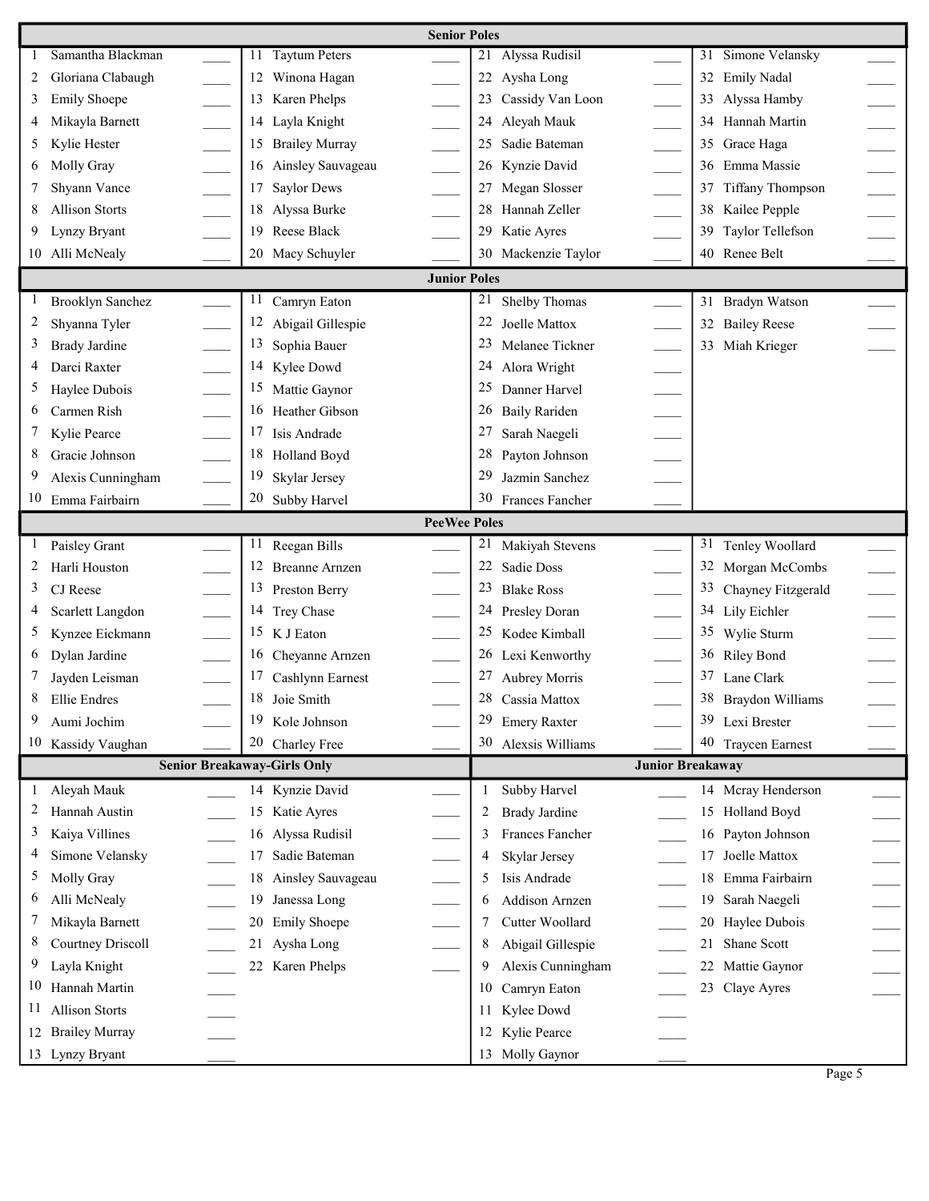## Senior Poles

| # | Name | # | Name | # | Name | # | Name |
|---|---|---|---|---|---|---|---|
| 1 | Samantha Blackman | 11 | Taytum Peters | 21 | Alyssa Rudisil | 31 | Simone Velansky |
| 2 | Gloriana Clabaugh | 12 | Winona Hagan | 22 | Aysha Long | 32 | Emily Nadal |
| 3 | Emily Shoepe | 13 | Karen Phelps | 23 | Cassidy Van Loon | 33 | Alyssa Hamby |
| 4 | Mikayla Barnett | 14 | Layla Knight | 24 | Aleyah Mauk | 34 | Hannah Martin |
| 5 | Kylie Hester | 15 | Brailey Murray | 25 | Sadie Bateman | 35 | Grace Haga |
| 6 | Molly Gray | 16 | Ainsley Sauvageau | 26 | Kynzie David | 36 | Emma Massie |
| 7 | Shyann Vance | 17 | Saylor Dews | 27 | Megan Slosser | 37 | Tiffany Thompson |
| 8 | Allison Storts | 18 | Alyssa Burke | 28 | Hannah Zeller | 38 | Kailee Pepple |
| 9 | Lynzy Bryant | 19 | Reese Black | 29 | Katie Ayres | 39 | Taylor Tellefson |
| 10 | Alli McNealy | 20 | Macy Schuyler | 30 | Mackenzie Taylor | 40 | Renee Belt |

## Junior Poles

| # | Name | # | Name | # | Name | # | Name |
|---|---|---|---|---|---|---|---|
| 1 | Brooklyn Sanchez | 11 | Camryn Eaton | 21 | Shelby Thomas | 31 | Bradyn Watson |
| 2 | Shyanna Tyler | 12 | Abigail Gillespie | 22 | Joelle Mattox | 32 | Bailey Reese |
| 3 | Brady Jardine | 13 | Sophia Bauer | 23 | Melanee Tickner | 33 | Miah Krieger |
| 4 | Darci Raxter | 14 | Kylee Dowd | 24 | Alora Wright | | |
| 5 | Haylee Dubois | 15 | Mattie Gaynor | 25 | Danner Harvel | | |
| 6 | Carmen Rish | 16 | Heather Gibson | 26 | Baily Rariden | | |
| 7 | Kylie Pearce | 17 | Isis Andrade | 27 | Sarah Naegeli | | |
| 8 | Gracie Johnson | 18 | Holland Boyd | 28 | Payton Johnson | | |
| 9 | Alexis Cunningham | 19 | Skylar Jersey | 29 | Jazmin Sanchez | | |
| 10 | Emma Fairbairn | 20 | Subby Harvel | 30 | Frances Fancher | | |

## PeeWee Poles

| # | Name | # | Name | # | Name | # | Name |
|---|---|---|---|---|---|---|---|
| 1 | Paisley Grant | 11 | Reegan Bills | 21 | Makiyah Stevens | 31 | Tenley Woollard |
| 2 | Harli Houston | 12 | Breanne Arnzen | 22 | Sadie Doss | 32 | Morgan McCombs |
| 3 | CJ Reese | 13 | Preston Berry | 23 | Blake Ross | 33 | Chayney Fitzgerald |
| 4 | Scarlett Langdon | 14 | Trey Chase | 24 | Presley Doran | 34 | Lily Eichler |
| 5 | Kynzee Eickmann | 15 | K J Eaton | 25 | Kodee Kimball | 35 | Wylie Sturm |
| 6 | Dylan Jardine | 16 | Cheyanne Arnzen | 26 | Lexi Kenworthy | 36 | Riley Bond |
| 7 | Jayden Leisman | 17 | Cashlynn Earnest | 27 | Aubrey Morris | 37 | Lane Clark |
| 8 | Ellie Endres | 18 | Joie Smith | 28 | Cassia Mattox | 38 | Braydon Williams |
| 9 | Aumi Jochim | 19 | Kole Johnson | 29 | Emery Raxter | 39 | Lexi Brester |
| 10 | Kassidy Vaughan | 20 | Charley Free | 30 | Alexsis Williams | 40 | Traycen Earnest |

## Senior Breakaway-Girls Only

| # | Name | # | Name |
|---|---|---|---|
| 1 | Aleyah Mauk | 14 | Kynzie David |
| 2 | Hannah Austin | 15 | Katie Ayres |
| 3 | Kaiya Villines | 16 | Alyssa Rudisil |
| 4 | Simone Velansky | 17 | Sadie Bateman |
| 5 | Molly Gray | 18 | Ainsley Sauvageau |
| 6 | Alli McNealy | 19 | Janessa Long |
| 7 | Mikayla Barnett | 20 | Emily Shoepe |
| 8 | Courtney Driscoll | 21 | Aysha Long |
| 9 | Layla Knight | 22 | Karen Phelps |
| 10 | Hannah Martin | | |
| 11 | Allison Storts | | |
| 12 | Brailey Murray | | |
| 13 | Lynzy Bryant | | |

## Junior Breakaway

| # | Name | # | Name |
|---|---|---|---|
| 1 | Subby Harvel | 14 | Mcray Henderson |
| 2 | Brady Jardine | 15 | Holland Boyd |
| 3 | Frances Fancher | 16 | Payton Johnson |
| 4 | Skylar Jersey | 17 | Joelle Mattox |
| 5 | Isis Andrade | 18 | Emma Fairbairn |
| 6 | Addison Arnzen | 19 | Sarah Naegeli |
| 7 | Cutter Woollard | 20 | Haylee Dubois |
| 8 | Abigail Gillespie | 21 | Shane Scott |
| 9 | Alexis Cunningham | 22 | Mattie Gaynor |
| 10 | Camryn Eaton | 23 | Claye Ayres |
| 11 | Kylee Dowd | | |
| 12 | Kylie Pearce | | |
| 13 | Molly Gaynor | | |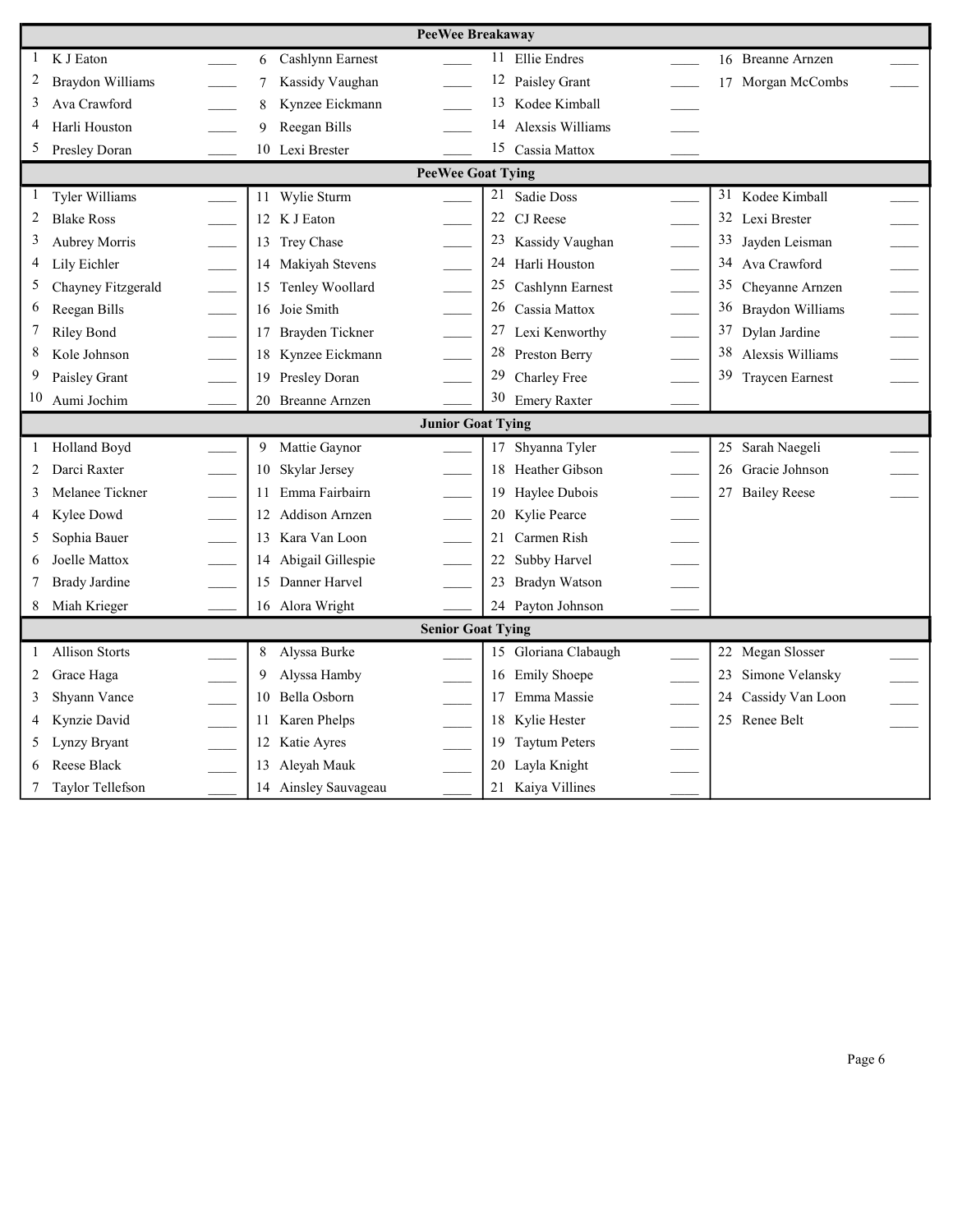## PeeWee Breakaway

| # | Name | | # | Name | | # | Name | | # | Name | |
|---|---|---|---|---|---|---|---|---|---|---|---|
| 1 | K J Eaton | ____ | 6 | Cashlynn Earnest | ____ | 11 | Ellie Endres | ____ | 16 | Breanne Arnzen | ____ |
| 2 | Braydon Williams | ____ | 7 | Kassidy Vaughan | ____ | 12 | Paisley Grant | ____ | 17 | Morgan McCombs | ____ |
| 3 | Ava Crawford | ____ | 8 | Kynzee Eickmann | ____ | 13 | Kodee Kimball | ____ | | | |
| 4 | Harli Houston | ____ | 9 | Reegan Bills | ____ | 14 | Alexsis Williams | ____ | | | |
| 5 | Presley Doran | ____ | 10 | Lexi Brester | ____ | 15 | Cassia Mattox | ____ | | | |

## PeeWee Goat Tying

| # | Name | | # | Name | | # | Name | | # | Name | |
|---|---|---|---|---|---|---|---|---|---|---|---|
| 1 | Tyler Williams | ____ | 11 | Wylie Sturm | ____ | 21 | Sadie Doss | ____ | 31 | Kodee Kimball | ____ |
| 2 | Blake Ross | ____ | 12 | K J Eaton | ____ | 22 | CJ Reese | ____ | 32 | Lexi Brester | ____ |
| 3 | Aubrey Morris | ____ | 13 | Trey Chase | ____ | 23 | Kassidy Vaughan | ____ | 33 | Jayden Leisman | ____ |
| 4 | Lily Eichler | ____ | 14 | Makiyah Stevens | ____ | 24 | Harli Houston | ____ | 34 | Ava Crawford | ____ |
| 5 | Chayney Fitzgerald | ____ | 15 | Tenley Woollard | ____ | 25 | Cashlynn Earnest | ____ | 35 | Cheyanne Arnzen | ____ |
| 6 | Reegan Bills | ____ | 16 | Joie Smith | ____ | 26 | Cassia Mattox | ____ | 36 | Braydon Williams | ____ |
| 7 | Riley Bond | ____ | 17 | Brayden Tickner | ____ | 27 | Lexi Kenworthy | ____ | 37 | Dylan Jardine | ____ |
| 8 | Kole Johnson | ____ | 18 | Kynzee Eickmann | ____ | 28 | Preston Berry | ____ | 38 | Alexsis Williams | ____ |
| 9 | Paisley Grant | ____ | 19 | Presley Doran | ____ | 29 | Charley Free | ____ | 39 | Traycen Earnest | ____ |
| 10 | Aumi Jochim | ____ | 20 | Breanne Arnzen | ____ | 30 | Emery Raxter | ____ | | | |

## Junior Goat Tying

| # | Name | | # | Name | | # | Name | | # | Name | |
|---|---|---|---|---|---|---|---|---|---|---|---|
| 1 | Holland Boyd | ____ | 9 | Mattie Gaynor | ____ | 17 | Shyanna Tyler | ____ | 25 | Sarah Naegeli | ____ |
| 2 | Darci Raxter | ____ | 10 | Skylar Jersey | ____ | 18 | Heather Gibson | ____ | 26 | Gracie Johnson | ____ |
| 3 | Melanee Tickner | ____ | 11 | Emma Fairbairn | ____ | 19 | Haylee Dubois | ____ | 27 | Bailey Reese | ____ |
| 4 | Kylee Dowd | ____ | 12 | Addison Arnzen | ____ | 20 | Kylie Pearce | ____ | | | |
| 5 | Sophia Bauer | ____ | 13 | Kara Van Loon | ____ | 21 | Carmen Rish | ____ | | | |
| 6 | Joelle Mattox | ____ | 14 | Abigail Gillespie | ____ | 22 | Subby Harvel | ____ | | | |
| 7 | Brady Jardine | ____ | 15 | Danner Harvel | ____ | 23 | Bradyn Watson | ____ | | | |
| 8 | Miah Krieger | ____ | 16 | Alora Wright | ____ | 24 | Payton Johnson | ____ | | | |

## Senior Goat Tying

| # | Name | | # | Name | | # | Name | | # | Name | |
|---|---|---|---|---|---|---|---|---|---|---|---|
| 1 | Allison Storts | ____ | 8 | Alyssa Burke | ____ | 15 | Gloriana Clabaugh | ____ | 22 | Megan Slosser | ____ |
| 2 | Grace Haga | ____ | 9 | Alyssa Hamby | ____ | 16 | Emily Shoepe | ____ | 23 | Simone Velansky | ____ |
| 3 | Shyann Vance | ____ | 10 | Bella Osborn | ____ | 17 | Emma Massie | ____ | 24 | Cassidy Van Loon | ____ |
| 4 | Kynzie David | ____ | 11 | Karen Phelps | ____ | 18 | Kylie Hester | ____ | 25 | Renee Belt | ____ |
| 5 | Lynzy Bryant | ____ | 12 | Katie Ayres | ____ | 19 | Taytum Peters | ____ | | | |
| 6 | Reese Black | ____ | 13 | Aleyah Mauk | ____ | 20 | Layla Knight | ____ | | | |
| 7 | Taylor Tellefson | ____ | 14 | Ainsley Sauvageau | ____ | 21 | Kaiya Villines | ____ | | | |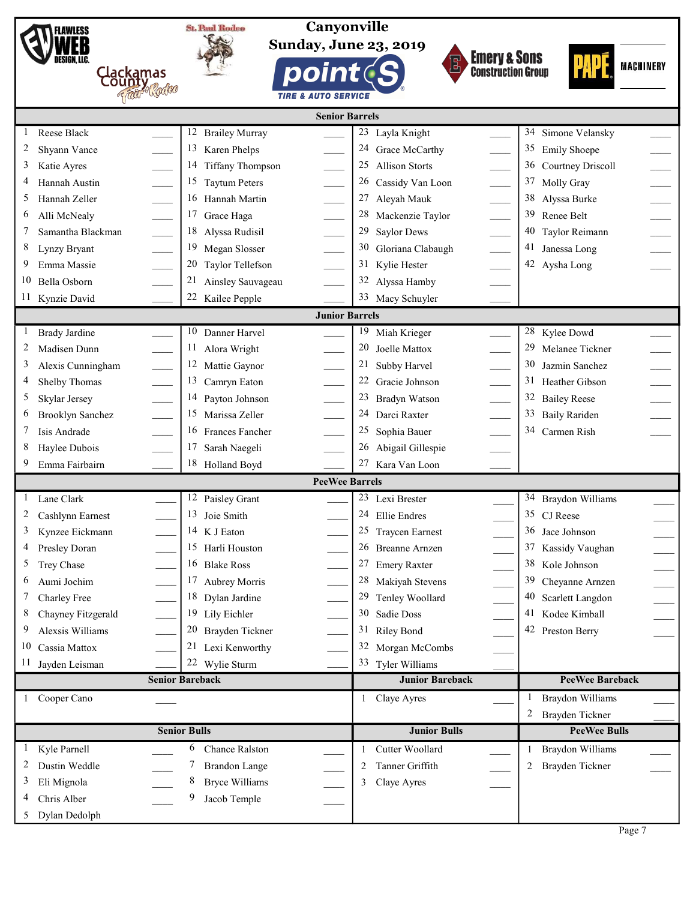**Canyonville**
**Sunday, June 23, 2019**

Flawless Web Design, LLC. · St. Paul Rodeo · Clackamas County Fair & Rodeo · point S Tire & Auto Service · Emery & Sons Construction Group · Papé Machinery

## Senior Barrels

| # | Name | # | Name | # | Name | # | Name |
|---|---|---|---|---|---|---|---|
| 1 | Reese Black | 12 | Brailey Murray | 23 | Layla Knight | 34 | Simone Velansky |
| 2 | Shyann Vance | 13 | Karen Phelps | 24 | Grace McCarthy | 35 | Emily Shoepe |
| 3 | Katie Ayres | 14 | Tiffany Thompson | 25 | Allison Storts | 36 | Courtney Driscoll |
| 4 | Hannah Austin | 15 | Taytum Peters | 26 | Cassidy Van Loon | 37 | Molly Gray |
| 5 | Hannah Zeller | 16 | Hannah Martin | 27 | Aleyah Mauk | 38 | Alyssa Burke |
| 6 | Alli McNealy | 17 | Grace Haga | 28 | Mackenzie Taylor | 39 | Renee Belt |
| 7 | Samantha Blackman | 18 | Alyssa Rudisil | 29 | Saylor Dews | 40 | Taylor Reimann |
| 8 | Lynzy Bryant | 19 | Megan Slosser | 30 | Gloriana Clabaugh | 41 | Janessa Long |
| 9 | Emma Massie | 20 | Taylor Tellefson | 31 | Kylie Hester | 42 | Aysha Long |
| 10 | Bella Osborn | 21 | Ainsley Sauvageau | 32 | Alyssa Hamby | | |
| 11 | Kynzie David | 22 | Kailee Pepple | 33 | Macy Schuyler | | |

## Junior Barrels

| # | Name | # | Name | # | Name | # | Name |
|---|---|---|---|---|---|---|---|
| 1 | Brady Jardine | 10 | Danner Harvel | 19 | Miah Krieger | 28 | Kylee Dowd |
| 2 | Madisen Dunn | 11 | Alora Wright | 20 | Joelle Mattox | 29 | Melanee Tickner |
| 3 | Alexis Cunningham | 12 | Mattie Gaynor | 21 | Subby Harvel | 30 | Jazmin Sanchez |
| 4 | Shelby Thomas | 13 | Camryn Eaton | 22 | Gracie Johnson | 31 | Heather Gibson |
| 5 | Skylar Jersey | 14 | Payton Johnson | 23 | Bradyn Watson | 32 | Bailey Reese |
| 6 | Brooklyn Sanchez | 15 | Marissa Zeller | 24 | Darci Raxter | 33 | Baily Rariden |
| 7 | Isis Andrade | 16 | Frances Fancher | 25 | Sophia Bauer | 34 | Carmen Rish |
| 8 | Haylee Dubois | 17 | Sarah Naegeli | 26 | Abigail Gillespie | | |
| 9 | Emma Fairbairn | 18 | Holland Boyd | 27 | Kara Van Loon | | |

## PeeWee Barrels

| # | Name | # | Name | # | Name | # | Name |
|---|---|---|---|---|---|---|---|
| 1 | Lane Clark | 12 | Paisley Grant | 23 | Lexi Brester | 34 | Braydon Williams |
| 2 | Cashlynn Earnest | 13 | Joie Smith | 24 | Ellie Endres | 35 | CJ Reese |
| 3 | Kynzee Eickmann | 14 | K J Eaton | 25 | Traycen Earnest | 36 | Jace Johnson |
| 4 | Presley Doran | 15 | Harli Houston | 26 | Breanne Arnzen | 37 | Kassidy Vaughan |
| 5 | Trey Chase | 16 | Blake Ross | 27 | Emery Raxter | 38 | Kole Johnson |
| 6 | Aumi Jochim | 17 | Aubrey Morris | 28 | Makiyah Stevens | 39 | Cheyanne Arnzen |
| 7 | Charley Free | 18 | Dylan Jardine | 29 | Tenley Woollard | 40 | Scarlett Langdon |
| 8 | Chayney Fitzgerald | 19 | Lily Eichler | 30 | Sadie Doss | 41 | Kodee Kimball |
| 9 | Alexsis Williams | 20 | Brayden Tickner | 31 | Riley Bond | 42 | Preston Berry |
| 10 | Cassia Mattox | 21 | Lexi Kenworthy | 32 | Morgan McCombs | | |
| 11 | Jayden Leisman | 22 | Wylie Sturm | 33 | Tyler Williams | | |

## Senior Bareback

| # | Name |
|---|---|
| 1 | Cooper Cano |

## Junior Bareback

| # | Name |
|---|---|
| 1 | Claye Ayres |

## PeeWee Bareback

| # | Name |
|---|---|
| 1 | Braydon Williams |
| 2 | Brayden Tickner |

## Senior Bulls

| # | Name | # | Name |
|---|---|---|---|
| 1 | Kyle Parnell | 6 | Chance Ralston |
| 2 | Dustin Weddle | 7 | Brandon Lange |
| 3 | Eli Mignola | 8 | Bryce Williams |
| 4 | Chris Alber | 9 | Jacob Temple |
| 5 | Dylan Dedolph | | |

## Junior Bulls

| # | Name |
|---|---|
| 1 | Cutter Woollard |
| 2 | Tanner Griffith |
| 3 | Claye Ayres |

## PeeWee Bulls

| # | Name |
|---|---|
| 1 | Braydon Williams |
| 2 | Brayden Tickner |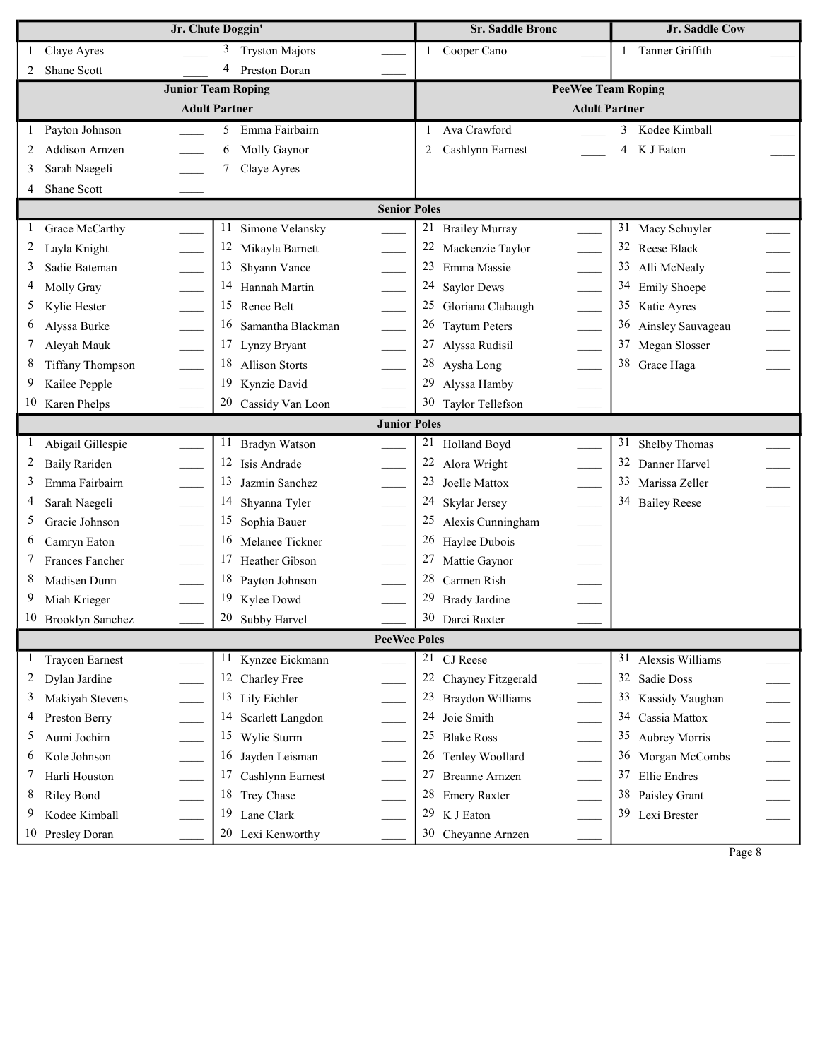| Jr. Chute Doggin' | | Sr. Saddle Bronc | Jr. Saddle Cow |
|---|---|---|---|
| 1 Claye Ayres ____ | 3 Tryston Majors ____ | 1 Cooper Cano ____ | 1 Tanner Griffith ____ |
| 2 Shane Scott ____ | 4 Preston Doran ____ | | |

| Junior Team Roping Adult Partner | | PeeWee Team Roping Adult Partner | |
|---|---|---|---|
| 1 Payton Johnson ____ | 5 Emma Fairbairn ____ | 1 Ava Crawford ____ | 3 Kodee Kimball ____ |
| 2 Addison Arnzen ____ | 6 Molly Gaynor ____ | 2 Cashlynn Earnest ____ | 4 K J Eaton ____ |
| 3 Sarah Naegeli ____ | 7 Claye Ayres ____ | | |
| 4 Shane Scott ____ | | | |

## Senior Poles

| | | | |
|---|---|---|---|
| 1 Grace McCarthy ____ | 11 Simone Velansky ____ | 21 Brailey Murray ____ | 31 Macy Schuyler ____ |
| 2 Layla Knight ____ | 12 Mikayla Barnett ____ | 22 Mackenzie Taylor ____ | 32 Reese Black ____ |
| 3 Sadie Bateman ____ | 13 Shyann Vance ____ | 23 Emma Massie ____ | 33 Alli McNealy ____ |
| 4 Molly Gray ____ | 14 Hannah Martin ____ | 24 Saylor Dews ____ | 34 Emily Shoepe ____ |
| 5 Kylie Hester ____ | 15 Renee Belt ____ | 25 Gloriana Clabaugh ____ | 35 Katie Ayres ____ |
| 6 Alyssa Burke ____ | 16 Samantha Blackman ____ | 26 Taytum Peters ____ | 36 Ainsley Sauvageau ____ |
| 7 Aleyah Mauk ____ | 17 Lynzy Bryant ____ | 27 Alyssa Rudisil ____ | 37 Megan Slosser ____ |
| 8 Tiffany Thompson ____ | 18 Allison Storts ____ | 28 Aysha Long ____ | 38 Grace Haga ____ |
| 9 Kailee Pepple ____ | 19 Kynzie David ____ | 29 Alyssa Hamby ____ | |
| 10 Karen Phelps ____ | 20 Cassidy Van Loon ____ | 30 Taylor Tellefson ____ | |

## Junior Poles

| | | | |
|---|---|---|---|
| 1 Abigail Gillespie ____ | 11 Bradyn Watson ____ | 21 Holland Boyd ____ | 31 Shelby Thomas ____ |
| 2 Baily Rariden ____ | 12 Isis Andrade ____ | 22 Alora Wright ____ | 32 Danner Harvel ____ |
| 3 Emma Fairbairn ____ | 13 Jazmin Sanchez ____ | 23 Joelle Mattox ____ | 33 Marissa Zeller ____ |
| 4 Sarah Naegeli ____ | 14 Shyanna Tyler ____ | 24 Skylar Jersey ____ | 34 Bailey Reese ____ |
| 5 Gracie Johnson ____ | 15 Sophia Bauer ____ | 25 Alexis Cunningham ____ | |
| 6 Camryn Eaton ____ | 16 Melanee Tickner ____ | 26 Haylee Dubois ____ | |
| 7 Frances Fancher ____ | 17 Heather Gibson ____ | 27 Mattie Gaynor ____ | |
| 8 Madisen Dunn ____ | 18 Payton Johnson ____ | 28 Carmen Rish ____ | |
| 9 Miah Krieger ____ | 19 Kylee Dowd ____ | 29 Brady Jardine ____ | |
| 10 Brooklyn Sanchez ____ | 20 Subby Harvel ____ | 30 Darci Raxter ____ | |

## PeeWee Poles

| | | | |
|---|---|---|---|
| 1 Traycen Earnest ____ | 11 Kynzee Eickmann ____ | 21 CJ Reese ____ | 31 Alexsis Williams ____ |
| 2 Dylan Jardine ____ | 12 Charley Free ____ | 22 Chayney Fitzgerald ____ | 32 Sadie Doss ____ |
| 3 Makiyah Stevens ____ | 13 Lily Eichler ____ | 23 Braydon Williams ____ | 33 Kassidy Vaughan ____ |
| 4 Preston Berry ____ | 14 Scarlett Langdon ____ | 24 Joie Smith ____ | 34 Cassia Mattox ____ |
| 5 Aumi Jochim ____ | 15 Wylie Sturm ____ | 25 Blake Ross ____ | 35 Aubrey Morris ____ |
| 6 Kole Johnson ____ | 16 Jayden Leisman ____ | 26 Tenley Woollard ____ | 36 Morgan McCombs ____ |
| 7 Harli Houston ____ | 17 Cashlynn Earnest ____ | 27 Breanne Arnzen ____ | 37 Ellie Endres ____ |
| 8 Riley Bond ____ | 18 Trey Chase ____ | 28 Emery Raxter ____ | 38 Paisley Grant ____ |
| 9 Kodee Kimball ____ | 19 Lane Clark ____ | 29 K J Eaton ____ | 39 Lexi Brester ____ |
| 10 Presley Doran ____ | 20 Lexi Kenworthy ____ | 30 Cheyanne Arnzen ____ | |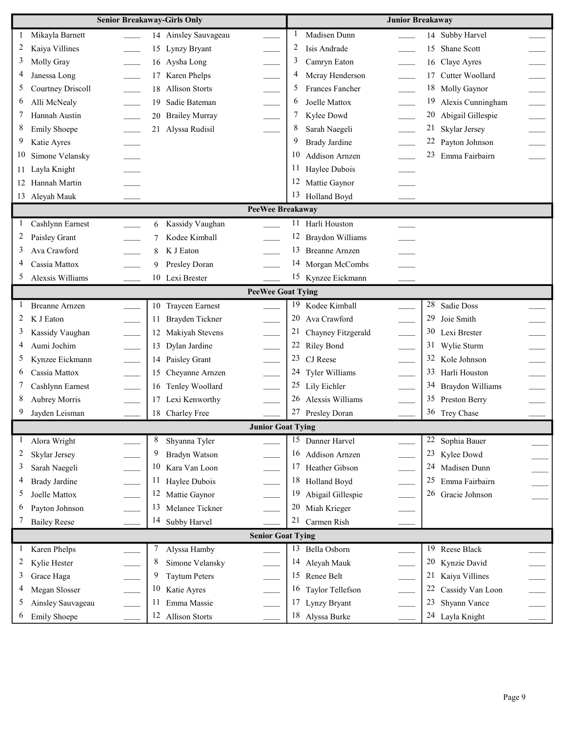## Senior Breakaway-Girls Only

| | | | |
|---|---|---|---|
| 1 | Mikayla Barnett | 14 | Ainsley Sauvageau |
| 2 | Kaiya Villines | 15 | Lynzy Bryant |
| 3 | Molly Gray | 16 | Aysha Long |
| 4 | Janessa Long | 17 | Karen Phelps |
| 5 | Courtney Driscoll | 18 | Allison Storts |
| 6 | Alli McNealy | 19 | Sadie Bateman |
| 7 | Hannah Austin | 20 | Brailey Murray |
| 8 | Emily Shoepe | 21 | Alyssa Rudisil |
| 9 | Katie Ayres | | |
| 10 | Simone Velansky | | |
| 11 | Layla Knight | | |
| 12 | Hannah Martin | | |
| 13 | Aleyah Mauk | | |

## Junior Breakaway

| | | | |
|---|---|---|---|
| 1 | Madisen Dunn | 14 | Subby Harvel |
| 2 | Isis Andrade | 15 | Shane Scott |
| 3 | Camryn Eaton | 16 | Claye Ayres |
| 4 | Mcray Henderson | 17 | Cutter Woollard |
| 5 | Frances Fancher | 18 | Molly Gaynor |
| 6 | Joelle Mattox | 19 | Alexis Cunningham |
| 7 | Kylee Dowd | 20 | Abigail Gillespie |
| 8 | Sarah Naegeli | 21 | Skylar Jersey |
| 9 | Brady Jardine | 22 | Payton Johnson |
| 10 | Addison Arnzen | 23 | Emma Fairbairn |
| 11 | Haylee Dubois | | |
| 12 | Mattie Gaynor | | |
| 13 | Holland Boyd | | |

## PeeWee Breakaway

| | | | | | |
|---|---|---|---|---|---|
| 1 | Cashlynn Earnest | 6 | Kassidy Vaughan | 11 | Harli Houston |
| 2 | Paisley Grant | 7 | Kodee Kimball | 12 | Braydon Williams |
| 3 | Ava Crawford | 8 | K J Eaton | 13 | Breanne Arnzen |
| 4 | Cassia Mattox | 9 | Presley Doran | 14 | Morgan McCombs |
| 5 | Alexsis Williams | 10 | Lexi Brester | 15 | Kynzee Eickmann |

## PeeWee Goat Tying

| | | | | | | | |
|---|---|---|---|---|---|---|---|
| 1 | Breanne Arnzen | 10 | Traycen Earnest | 19 | Kodee Kimball | 28 | Sadie Doss |
| 2 | K J Eaton | 11 | Brayden Tickner | 20 | Ava Crawford | 29 | Joie Smith |
| 3 | Kassidy Vaughan | 12 | Makiyah Stevens | 21 | Chayney Fitzgerald | 30 | Lexi Brester |
| 4 | Aumi Jochim | 13 | Dylan Jardine | 22 | Riley Bond | 31 | Wylie Sturm |
| 5 | Kynzee Eickmann | 14 | Paisley Grant | 23 | CJ Reese | 32 | Kole Johnson |
| 6 | Cassia Mattox | 15 | Cheyanne Arnzen | 24 | Tyler Williams | 33 | Harli Houston |
| 7 | Cashlynn Earnest | 16 | Tenley Woollard | 25 | Lily Eichler | 34 | Braydon Williams |
| 8 | Aubrey Morris | 17 | Lexi Kenworthy | 26 | Alexsis Williams | 35 | Preston Berry |
| 9 | Jayden Leisman | 18 | Charley Free | 27 | Presley Doran | 36 | Trey Chase |

## Junior Goat Tying

| | | | | | | | |
|---|---|---|---|---|---|---|---|
| 1 | Alora Wright | 8 | Shyanna Tyler | 15 | Danner Harvel | 22 | Sophia Bauer |
| 2 | Skylar Jersey | 9 | Bradyn Watson | 16 | Addison Arnzen | 23 | Kylee Dowd |
| 3 | Sarah Naegeli | 10 | Kara Van Loon | 17 | Heather Gibson | 24 | Madisen Dunn |
| 4 | Brady Jardine | 11 | Haylee Dubois | 18 | Holland Boyd | 25 | Emma Fairbairn |
| 5 | Joelle Mattox | 12 | Mattie Gaynor | 19 | Abigail Gillespie | 26 | Gracie Johnson |
| 6 | Payton Johnson | 13 | Melanee Tickner | 20 | Miah Krieger | | |
| 7 | Bailey Reese | 14 | Subby Harvel | 21 | Carmen Rish | | |

## Senior Goat Tying

| | | | | | | | |
|---|---|---|---|---|---|---|---|
| 1 | Karen Phelps | 7 | Alyssa Hamby | 13 | Bella Osborn | 19 | Reese Black |
| 2 | Kylie Hester | 8 | Simone Velansky | 14 | Aleyah Mauk | 20 | Kynzie David |
| 3 | Grace Haga | 9 | Taytum Peters | 15 | Renee Belt | 21 | Kaiya Villines |
| 4 | Megan Slosser | 10 | Katie Ayres | 16 | Taylor Tellefson | 22 | Cassidy Van Loon |
| 5 | Ainsley Sauvageau | 11 | Emma Massie | 17 | Lynzy Bryant | 23 | Shyann Vance |
| 6 | Emily Shoepe | 12 | Allison Storts | 18 | Alyssa Burke | 24 | Layla Knight |